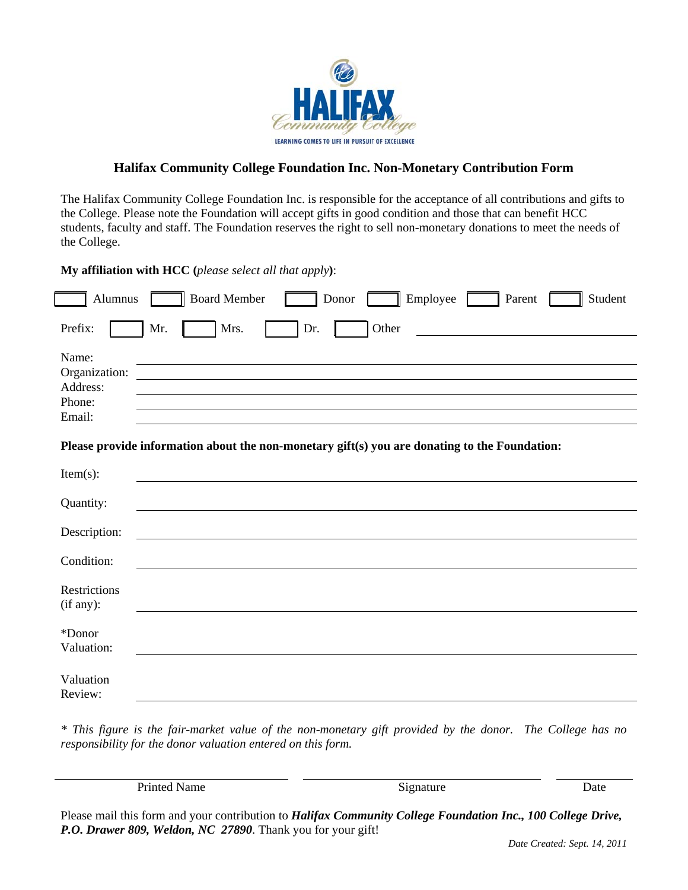HALIFAX Community College

LEARNING COMES TO LIFE IN PURSUIT OF EXCELLENCE

## Halifax Community College Foundation Inc. Non-Monetary Contribution Form

The Halifax Community College Foundation Inc. is responsible for the acceptance of all contributions and gifts to the College. Please note the Foundation will accept gifts in good condition and those that can benefit HCC students, faculty and staff. The Foundation reserves the right to sell non-monetary donations to meet the needs of the College.

**My affiliation with HCC (*please select all that apply*):**

☐ Alumnus ☐ Board Member ☐ Donor ☐ Employee ☐ Parent ☐ Student

Prefix: ☐ Mr. ☐ Mrs. ☐ Dr. ☐ Other ____________________

Name: ____________________

Organization: ____________________

Address: ____________________

Phone: ____________________

Email: ____________________

**Please provide information about the non-monetary gift(s) you are donating to the Foundation:**

Item(s): ____________________

Quantity: ____________________

Description: ____________________

Condition: ____________________

Restrictions (if any): ____________________

*Donor Valuation: ____________________

Valuation Review: ____________________

*\* This figure is the fair-market value of the non-monetary gift provided by the donor. The College has no responsibility for the donor valuation entered on this form.*

| ____________________ | ____________________ | __________ |
|---|---|---|
| Printed Name | Signature | Date |

Please mail this form and your contribution to ***Halifax Community College Foundation Inc., 100 College Drive, P.O. Drawer 809, Weldon, NC 27890***. Thank you for your gift!

*Date Created: Sept. 14, 2011*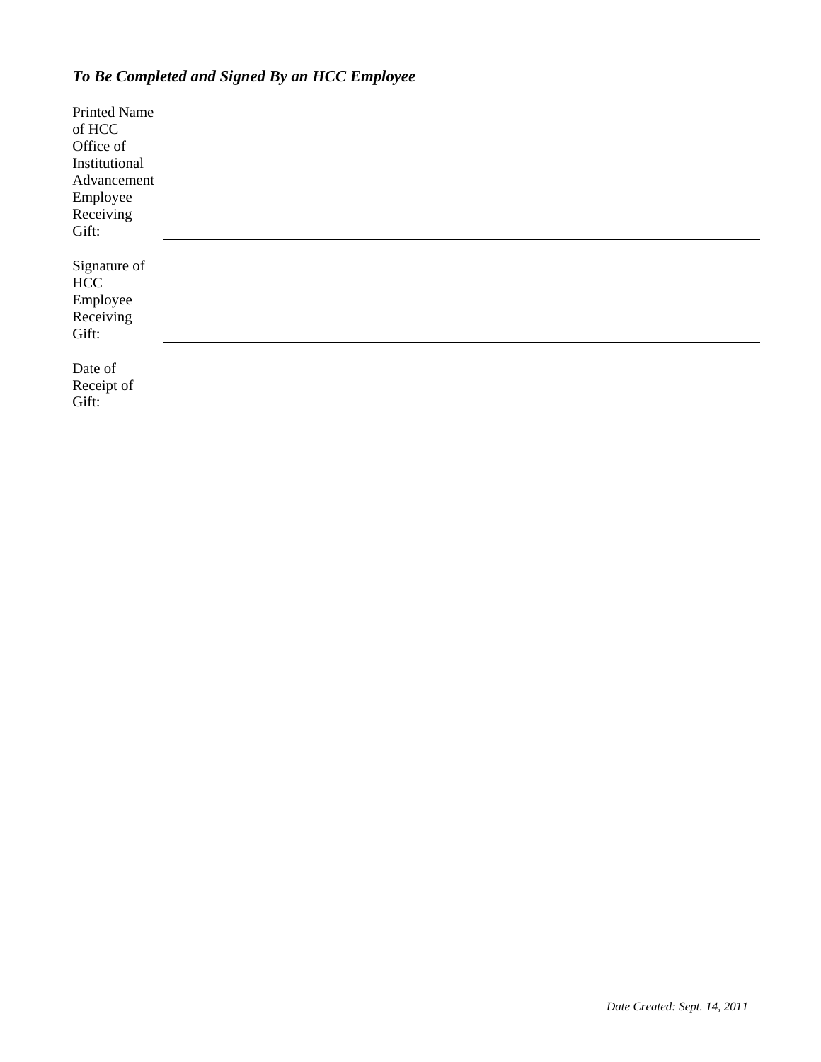***To Be Completed and Signed By an HCC Employee***

Printed Name of HCC Office of Institutional Advancement Employee Receiving Gift: \_\_\_\_\_\_\_\_\_\_\_\_\_\_\_\_\_\_\_\_\_\_\_\_\_\_\_\_\_\_\_\_\_\_\_\_\_\_\_\_

Signature of HCC Employee Receiving Gift: \_\_\_\_\_\_\_\_\_\_\_\_\_\_\_\_\_\_\_\_\_\_\_\_\_\_\_\_\_\_\_\_\_\_\_\_\_\_\_\_

Date of Receipt of Gift: \_\_\_\_\_\_\_\_\_\_\_\_\_\_\_\_\_\_\_\_\_\_\_\_\_\_\_\_\_\_\_\_\_\_\_\_\_\_\_\_

*Date Created: Sept. 14, 2011*